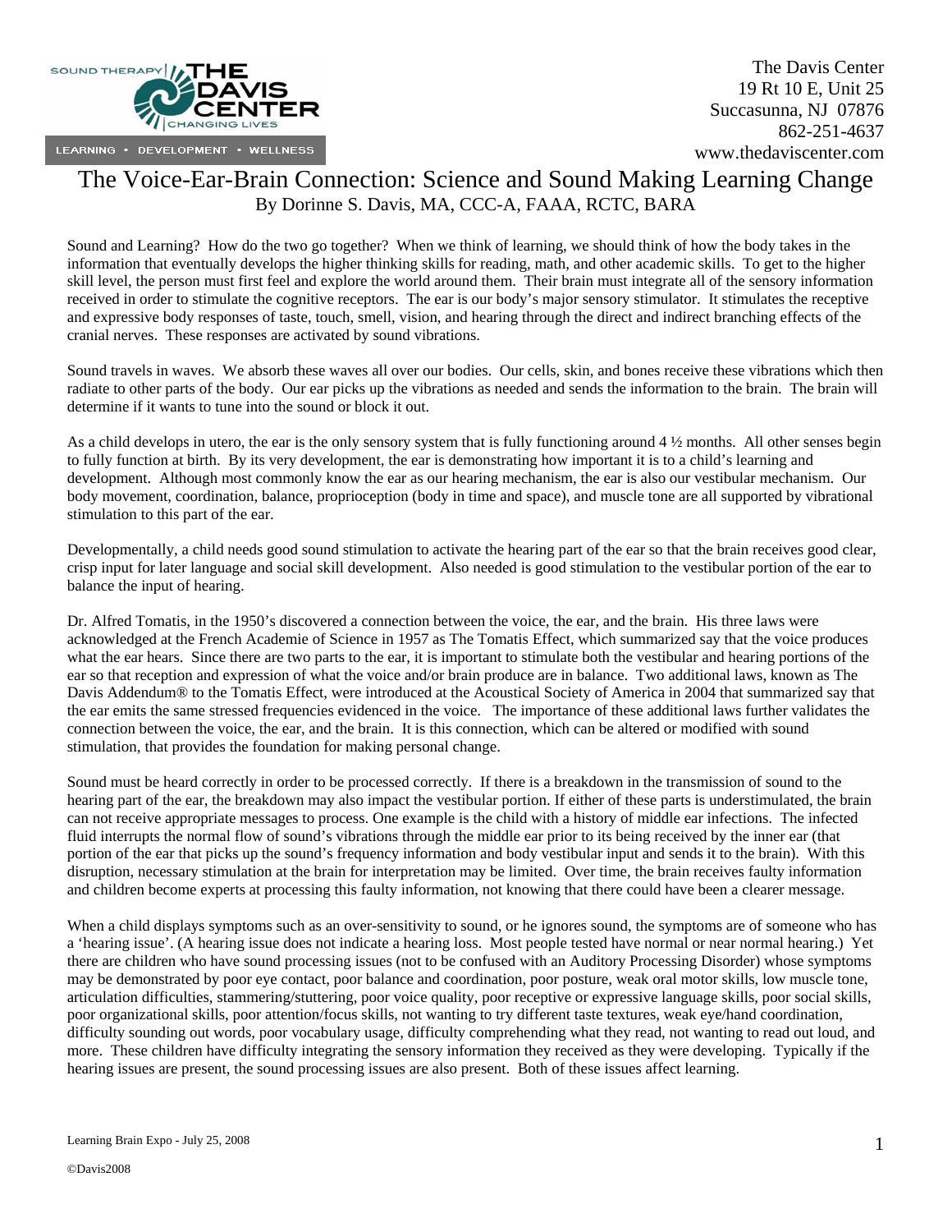The Davis Center
19 Rt 10 E, Unit 25
Succasunna, NJ 07876
862-251-4637
www.thedaviscenter.com

# The Voice-Ear-Brain Connection: Science and Sound Making Learning Change

By Dorinne S. Davis, MA, CCC-A, FAAA, RCTC, BARA

Sound and Learning? How do the two go together? When we think of learning, we should think of how the body takes in the information that eventually develops the higher thinking skills for reading, math, and other academic skills. To get to the higher skill level, the person must first feel and explore the world around them. Their brain must integrate all of the sensory information received in order to stimulate the cognitive receptors. The ear is our body's major sensory stimulator. It stimulates the receptive and expressive body responses of taste, touch, smell, vision, and hearing through the direct and indirect branching effects of the cranial nerves. These responses are activated by sound vibrations.

Sound travels in waves. We absorb these waves all over our bodies. Our cells, skin, and bones receive these vibrations which then radiate to other parts of the body. Our ear picks up the vibrations as needed and sends the information to the brain. The brain will determine if it wants to tune into the sound or block it out.

As a child develops in utero, the ear is the only sensory system that is fully functioning around 4 ½ months. All other senses begin to fully function at birth. By its very development, the ear is demonstrating how important it is to a child's learning and development. Although most commonly know the ear as our hearing mechanism, the ear is also our vestibular mechanism. Our body movement, coordination, balance, proprioception (body in time and space), and muscle tone are all supported by vibrational stimulation to this part of the ear.

Developmentally, a child needs good sound stimulation to activate the hearing part of the ear so that the brain receives good clear, crisp input for later language and social skill development. Also needed is good stimulation to the vestibular portion of the ear to balance the input of hearing.

Dr. Alfred Tomatis, in the 1950's discovered a connection between the voice, the ear, and the brain. His three laws were acknowledged at the French Academie of Science in 1957 as The Tomatis Effect, which summarized say that the voice produces what the ear hears. Since there are two parts to the ear, it is important to stimulate both the vestibular and hearing portions of the ear so that reception and expression of what the voice and/or brain produce are in balance. Two additional laws, known as The Davis Addendum® to the Tomatis Effect, were introduced at the Acoustical Society of America in 2004 that summarized say that the ear emits the same stressed frequencies evidenced in the voice. The importance of these additional laws further validates the connection between the voice, the ear, and the brain. It is this connection, which can be altered or modified with sound stimulation, that provides the foundation for making personal change.

Sound must be heard correctly in order to be processed correctly. If there is a breakdown in the transmission of sound to the hearing part of the ear, the breakdown may also impact the vestibular portion. If either of these parts is understimulated, the brain can not receive appropriate messages to process. One example is the child with a history of middle ear infections. The infected fluid interrupts the normal flow of sound's vibrations through the middle ear prior to its being received by the inner ear (that portion of the ear that picks up the sound's frequency information and body vestibular input and sends it to the brain). With this disruption, necessary stimulation at the brain for interpretation may be limited. Over time, the brain receives faulty information and children become experts at processing this faulty information, not knowing that there could have been a clearer message.

When a child displays symptoms such as an over-sensitivity to sound, or he ignores sound, the symptoms are of someone who has a 'hearing issue'. (A hearing issue does not indicate a hearing loss. Most people tested have normal or near normal hearing.) Yet there are children who have sound processing issues (not to be confused with an Auditory Processing Disorder) whose symptoms may be demonstrated by poor eye contact, poor balance and coordination, poor posture, weak oral motor skills, low muscle tone, articulation difficulties, stammering/stuttering, poor voice quality, poor receptive or expressive language skills, poor social skills, poor organizational skills, poor attention/focus skills, not wanting to try different taste textures, weak eye/hand coordination, difficulty sounding out words, poor vocabulary usage, difficulty comprehending what they read, not wanting to read out loud, and more. These children have difficulty integrating the sensory information they received as they were developing. Typically if the hearing issues are present, the sound processing issues are also present. Both of these issues affect learning.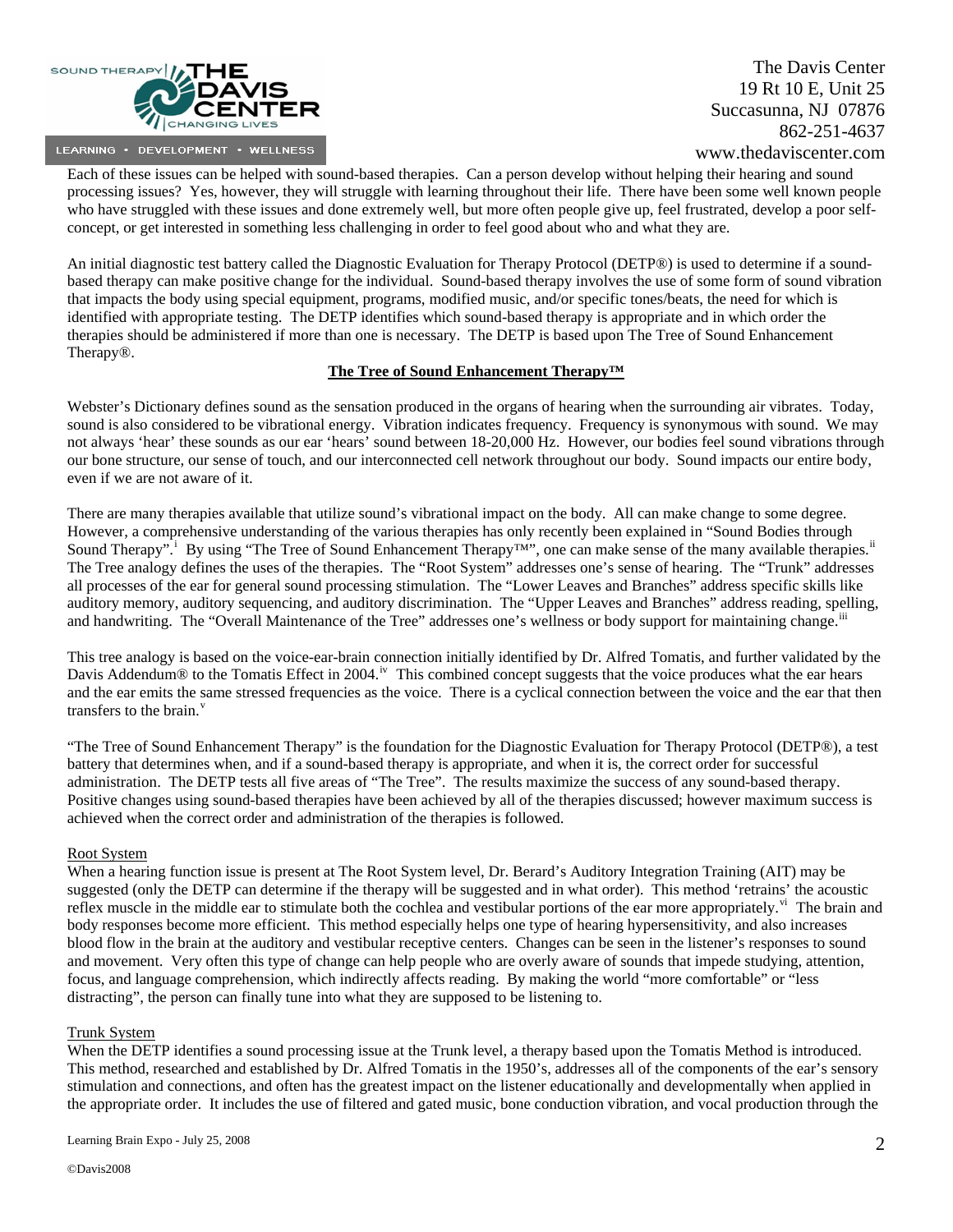Each of these issues can be helped with sound-based therapies. Can a person develop without helping their hearing and sound processing issues? Yes, however, they will struggle with learning throughout their life. There have been some well known people who have struggled with these issues and done extremely well, but more often people give up, feel frustrated, develop a poor self-concept, or get interested in something less challenging in order to feel good about who and what they are.

An initial diagnostic test battery called the Diagnostic Evaluation for Therapy Protocol (DETP®) is used to determine if a sound-based therapy can make positive change for the individual. Sound-based therapy involves the use of some form of sound vibration that impacts the body using special equipment, programs, modified music, and/or specific tones/beats, the need for which is identified with appropriate testing. The DETP identifies which sound-based therapy is appropriate and in which order the therapies should be administered if more than one is necessary. The DETP is based upon The Tree of Sound Enhancement Therapy®.

## The Tree of Sound Enhancement Therapy™

Webster's Dictionary defines sound as the sensation produced in the organs of hearing when the surrounding air vibrates. Today, sound is also considered to be vibrational energy. Vibration indicates frequency. Frequency is synonymous with sound. We may not always 'hear' these sounds as our ear 'hears' sound between 18-20,000 Hz. However, our bodies feel sound vibrations through our bone structure, our sense of touch, and our interconnected cell network throughout our body. Sound impacts our entire body, even if we are not aware of it.

There are many therapies available that utilize sound's vibrational impact on the body. All can make change to some degree. However, a comprehensive understanding of the various therapies has only recently been explained in "Sound Bodies through Sound Therapy".[i] By using "The Tree of Sound Enhancement Therapy™", one can make sense of the many available therapies.[ii] The Tree analogy defines the uses of the therapies. The "Root System" addresses one's sense of hearing. The "Trunk" addresses all processes of the ear for general sound processing stimulation. The "Lower Leaves and Branches" address specific skills like auditory memory, auditory sequencing, and auditory discrimination. The "Upper Leaves and Branches" address reading, spelling, and handwriting. The "Overall Maintenance of the Tree" addresses one's wellness or body support for maintaining change.[iii]

This tree analogy is based on the voice-ear-brain connection initially identified by Dr. Alfred Tomatis, and further validated by the Davis Addendum® to the Tomatis Effect in 2004.[iv] This combined concept suggests that the voice produces what the ear hears and the ear emits the same stressed frequencies as the voice. There is a cyclical connection between the voice and the ear that then transfers to the brain.[v]

"The Tree of Sound Enhancement Therapy" is the foundation for the Diagnostic Evaluation for Therapy Protocol (DETP®), a test battery that determines when, and if a sound-based therapy is appropriate, and when it is, the correct order for successful administration. The DETP tests all five areas of "The Tree". The results maximize the success of any sound-based therapy. Positive changes using sound-based therapies have been achieved by all of the therapies discussed; however maximum success is achieved when the correct order and administration of the therapies is followed.

### Root System

When a hearing function issue is present at The Root System level, Dr. Berard's Auditory Integration Training (AIT) may be suggested (only the DETP can determine if the therapy will be suggested and in what order). This method 'retrains' the acoustic reflex muscle in the middle ear to stimulate both the cochlea and vestibular portions of the ear more appropriately.[vi] The brain and body responses become more efficient. This method especially helps one type of hearing hypersensitivity, and also increases blood flow in the brain at the auditory and vestibular receptive centers. Changes can be seen in the listener's responses to sound and movement. Very often this type of change can help people who are overly aware of sounds that impede studying, attention, focus, and language comprehension, which indirectly affects reading. By making the world "more comfortable" or "less distracting", the person can finally tune into what they are supposed to be listening to.

### Trunk System

When the DETP identifies a sound processing issue at the Trunk level, a therapy based upon the Tomatis Method is introduced. This method, researched and established by Dr. Alfred Tomatis in the 1950's, addresses all of the components of the ear's sensory stimulation and connections, and often has the greatest impact on the listener educationally and developmentally when applied in the appropriate order. It includes the use of filtered and gated music, bone conduction vibration, and vocal production through the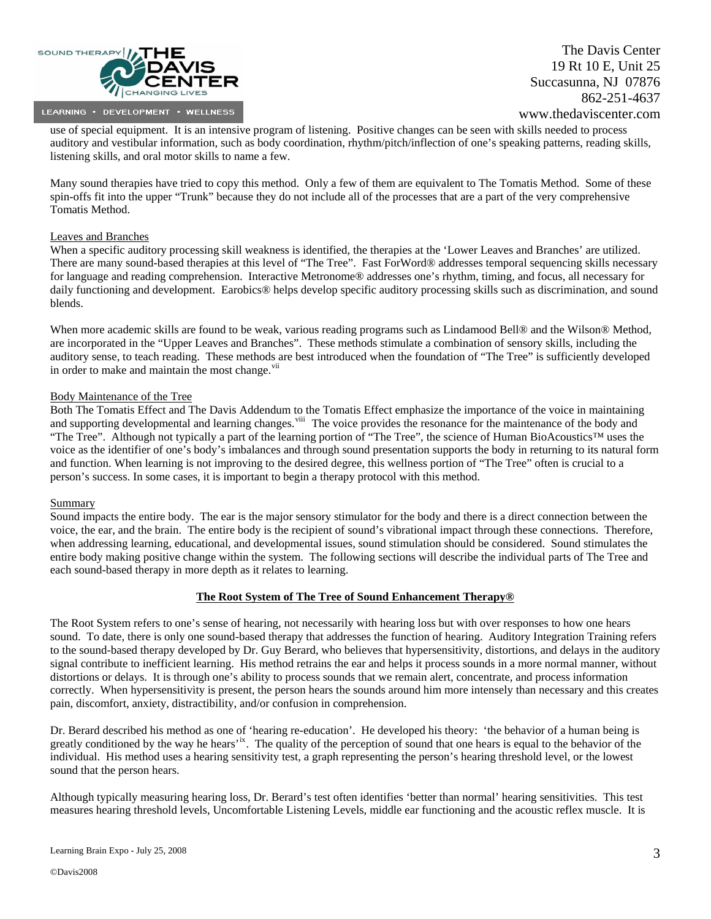use of special equipment. It is an intensive program of listening. Positive changes can be seen with skills needed to process auditory and vestibular information, such as body coordination, rhythm/pitch/inflection of one's speaking patterns, reading skills, listening skills, and oral motor skills to name a few.

Many sound therapies have tried to copy this method. Only a few of them are equivalent to The Tomatis Method. Some of these spin-offs fit into the upper "Trunk" because they do not include all of the processes that are a part of the very comprehensive Tomatis Method.

Leaves and Branches

When a specific auditory processing skill weakness is identified, the therapies at the 'Lower Leaves and Branches' are utilized. There are many sound-based therapies at this level of "The Tree". Fast ForWord® addresses temporal sequencing skills necessary for language and reading comprehension. Interactive Metronome® addresses one's rhythm, timing, and focus, all necessary for daily functioning and development. Earobics® helps develop specific auditory processing skills such as discrimination, and sound blends.

When more academic skills are found to be weak, various reading programs such as Lindamood Bell® and the Wilson® Method, are incorporated in the "Upper Leaves and Branches". These methods stimulate a combination of sensory skills, including the auditory sense, to teach reading. These methods are best introduced when the foundation of "The Tree" is sufficiently developed in order to make and maintain the most change.[vii]

Body Maintenance of the Tree

Both The Tomatis Effect and The Davis Addendum to the Tomatis Effect emphasize the importance of the voice in maintaining and supporting developmental and learning changes.[viii] The voice provides the resonance for the maintenance of the body and "The Tree". Although not typically a part of the learning portion of "The Tree", the science of Human BioAcoustics™ uses the voice as the identifier of one's body's imbalances and through sound presentation supports the body in returning to its natural form and function. When learning is not improving to the desired degree, this wellness portion of "The Tree" often is crucial to a person's success. In some cases, it is important to begin a therapy protocol with this method.

Summary

Sound impacts the entire body. The ear is the major sensory stimulator for the body and there is a direct connection between the voice, the ear, and the brain. The entire body is the recipient of sound's vibrational impact through these connections. Therefore, when addressing learning, educational, and developmental issues, sound stimulation should be considered. Sound stimulates the entire body making positive change within the system. The following sections will describe the individual parts of The Tree and each sound-based therapy in more depth as it relates to learning.

## The Root System of The Tree of Sound Enhancement Therapy®

The Root System refers to one's sense of hearing, not necessarily with hearing loss but with over responses to how one hears sound. To date, there is only one sound-based therapy that addresses the function of hearing. Auditory Integration Training refers to the sound-based therapy developed by Dr. Guy Berard, who believes that hypersensitivity, distortions, and delays in the auditory signal contribute to inefficient learning. His method retrains the ear and helps it process sounds in a more normal manner, without distortions or delays. It is through one's ability to process sounds that we remain alert, concentrate, and process information correctly. When hypersensitivity is present, the person hears the sounds around him more intensely than necessary and this creates pain, discomfort, anxiety, distractibility, and/or confusion in comprehension.

Dr. Berard described his method as one of 'hearing re-education'. He developed his theory: 'the behavior of a human being is greatly conditioned by the way he hears'[ix]. The quality of the perception of sound that one hears is equal to the behavior of the individual. His method uses a hearing sensitivity test, a graph representing the person's hearing threshold level, or the lowest sound that the person hears.

Although typically measuring hearing loss, Dr. Berard's test often identifies 'better than normal' hearing sensitivities. This test measures hearing threshold levels, Uncomfortable Listening Levels, middle ear functioning and the acoustic reflex muscle. It is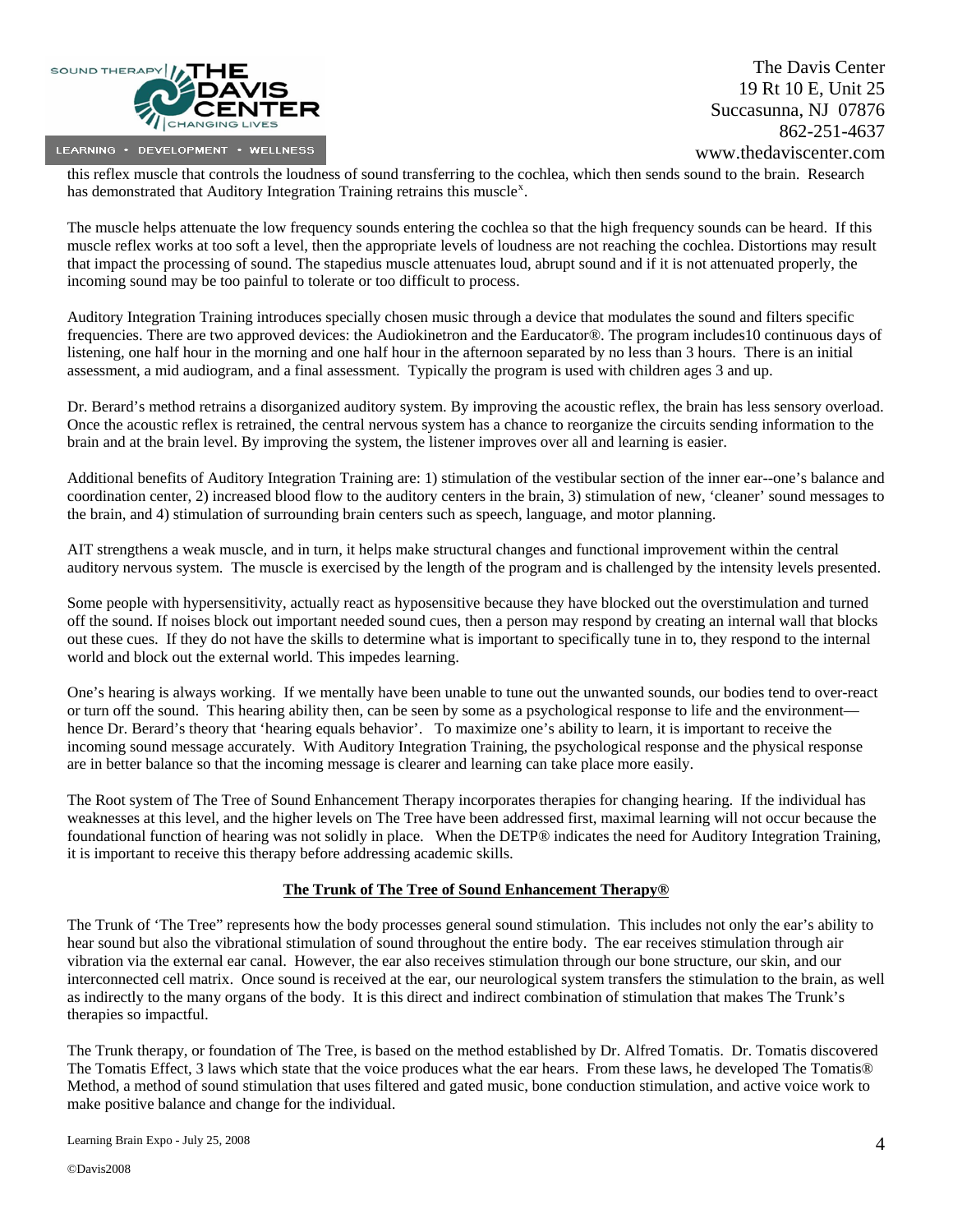this reflex muscle that controls the loudness of sound transferring to the cochlea, which then sends sound to the brain. Research has demonstrated that Auditory Integration Training retrains this muscle[x].

The muscle helps attenuate the low frequency sounds entering the cochlea so that the high frequency sounds can be heard. If this muscle reflex works at too soft a level, then the appropriate levels of loudness are not reaching the cochlea. Distortions may result that impact the processing of sound. The stapedius muscle attenuates loud, abrupt sound and if it is not attenuated properly, the incoming sound may be too painful to tolerate or too difficult to process.

Auditory Integration Training introduces specially chosen music through a device that modulates the sound and filters specific frequencies. There are two approved devices: the Audiokinetron and the Earducator®. The program includes10 continuous days of listening, one half hour in the morning and one half hour in the afternoon separated by no less than 3 hours. There is an initial assessment, a mid audiogram, and a final assessment. Typically the program is used with children ages 3 and up.

Dr. Berard's method retrains a disorganized auditory system. By improving the acoustic reflex, the brain has less sensory overload. Once the acoustic reflex is retrained, the central nervous system has a chance to reorganize the circuits sending information to the brain and at the brain level. By improving the system, the listener improves over all and learning is easier.

Additional benefits of Auditory Integration Training are: 1) stimulation of the vestibular section of the inner ear--one's balance and coordination center, 2) increased blood flow to the auditory centers in the brain, 3) stimulation of new, 'cleaner' sound messages to the brain, and 4) stimulation of surrounding brain centers such as speech, language, and motor planning.

AIT strengthens a weak muscle, and in turn, it helps make structural changes and functional improvement within the central auditory nervous system. The muscle is exercised by the length of the program and is challenged by the intensity levels presented.

Some people with hypersensitivity, actually react as hyposensitive because they have blocked out the overstimulation and turned off the sound. If noises block out important needed sound cues, then a person may respond by creating an internal wall that blocks out these cues. If they do not have the skills to determine what is important to specifically tune in to, they respond to the internal world and block out the external world. This impedes learning.

One's hearing is always working. If we mentally have been unable to tune out the unwanted sounds, our bodies tend to over-react or turn off the sound. This hearing ability then, can be seen by some as a psychological response to life and the environment—hence Dr. Berard's theory that 'hearing equals behavior'. To maximize one's ability to learn, it is important to receive the incoming sound message accurately. With Auditory Integration Training, the psychological response and the physical response are in better balance so that the incoming message is clearer and learning can take place more easily.

The Root system of The Tree of Sound Enhancement Therapy incorporates therapies for changing hearing. If the individual has weaknesses at this level, and the higher levels on The Tree have been addressed first, maximal learning will not occur because the foundational function of hearing was not solidly in place. When the DETP® indicates the need for Auditory Integration Training, it is important to receive this therapy before addressing academic skills.

## The Trunk of The Tree of Sound Enhancement Therapy®

The Trunk of 'The Tree" represents how the body processes general sound stimulation. This includes not only the ear's ability to hear sound but also the vibrational stimulation of sound throughout the entire body. The ear receives stimulation through air vibration via the external ear canal. However, the ear also receives stimulation through our bone structure, our skin, and our interconnected cell matrix. Once sound is received at the ear, our neurological system transfers the stimulation to the brain, as well as indirectly to the many organs of the body. It is this direct and indirect combination of stimulation that makes The Trunk's therapies so impactful.

The Trunk therapy, or foundation of The Tree, is based on the method established by Dr. Alfred Tomatis. Dr. Tomatis discovered The Tomatis Effect, 3 laws which state that the voice produces what the ear hears. From these laws, he developed The Tomatis® Method, a method of sound stimulation that uses filtered and gated music, bone conduction stimulation, and active voice work to make positive balance and change for the individual.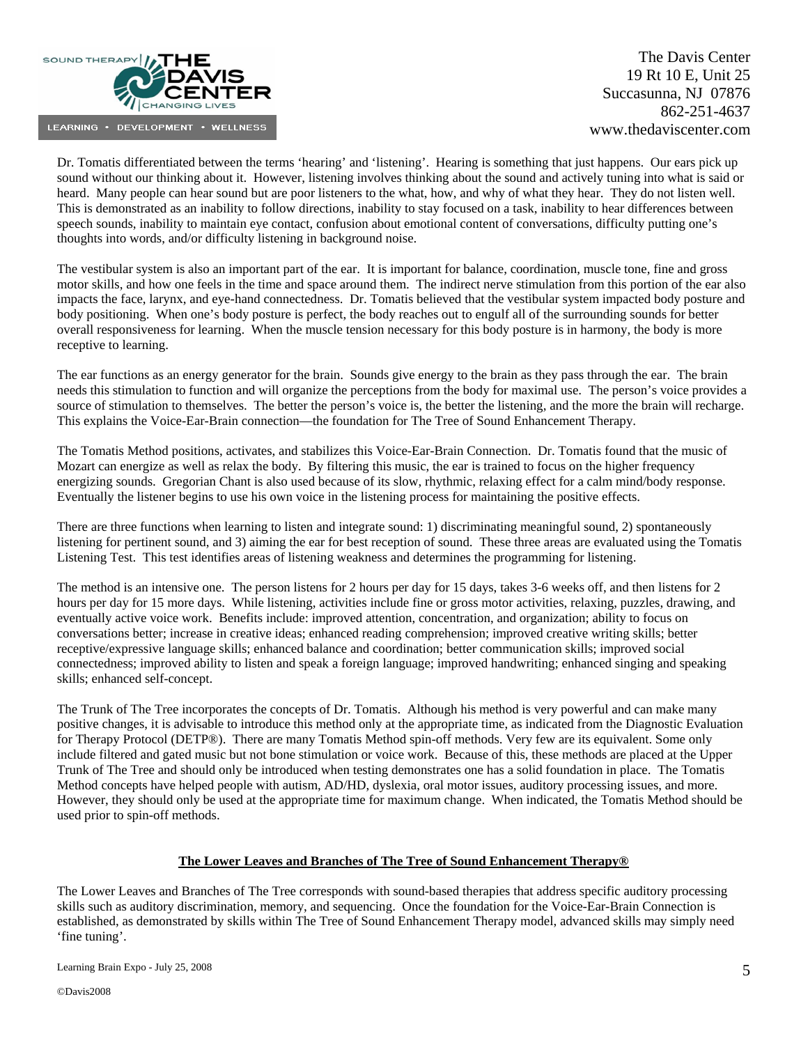Dr. Tomatis differentiated between the terms 'hearing' and 'listening'. Hearing is something that just happens. Our ears pick up sound without our thinking about it. However, listening involves thinking about the sound and actively tuning into what is said or heard. Many people can hear sound but are poor listeners to the what, how, and why of what they hear. They do not listen well. This is demonstrated as an inability to follow directions, inability to stay focused on a task, inability to hear differences between speech sounds, inability to maintain eye contact, confusion about emotional content of conversations, difficulty putting one's thoughts into words, and/or difficulty listening in background noise.

The vestibular system is also an important part of the ear. It is important for balance, coordination, muscle tone, fine and gross motor skills, and how one feels in the time and space around them. The indirect nerve stimulation from this portion of the ear also impacts the face, larynx, and eye-hand connectedness. Dr. Tomatis believed that the vestibular system impacted body posture and body positioning. When one's body posture is perfect, the body reaches out to engulf all of the surrounding sounds for better overall responsiveness for learning. When the muscle tension necessary for this body posture is in harmony, the body is more receptive to learning.

The ear functions as an energy generator for the brain. Sounds give energy to the brain as they pass through the ear. The brain needs this stimulation to function and will organize the perceptions from the body for maximal use. The person's voice provides a source of stimulation to themselves. The better the person's voice is, the better the listening, and the more the brain will recharge. This explains the Voice-Ear-Brain connection—the foundation for The Tree of Sound Enhancement Therapy.

The Tomatis Method positions, activates, and stabilizes this Voice-Ear-Brain Connection. Dr. Tomatis found that the music of Mozart can energize as well as relax the body. By filtering this music, the ear is trained to focus on the higher frequency energizing sounds. Gregorian Chant is also used because of its slow, rhythmic, relaxing effect for a calm mind/body response. Eventually the listener begins to use his own voice in the listening process for maintaining the positive effects.

There are three functions when learning to listen and integrate sound: 1) discriminating meaningful sound, 2) spontaneously listening for pertinent sound, and 3) aiming the ear for best reception of sound. These three areas are evaluated using the Tomatis Listening Test. This test identifies areas of listening weakness and determines the programming for listening.

The method is an intensive one. The person listens for 2 hours per day for 15 days, takes 3-6 weeks off, and then listens for 2 hours per day for 15 more days. While listening, activities include fine or gross motor activities, relaxing, puzzles, drawing, and eventually active voice work. Benefits include: improved attention, concentration, and organization; ability to focus on conversations better; increase in creative ideas; enhanced reading comprehension; improved creative writing skills; better receptive/expressive language skills; enhanced balance and coordination; better communication skills; improved social connectedness; improved ability to listen and speak a foreign language; improved handwriting; enhanced singing and speaking skills; enhanced self-concept.

The Trunk of The Tree incorporates the concepts of Dr. Tomatis. Although his method is very powerful and can make many positive changes, it is advisable to introduce this method only at the appropriate time, as indicated from the Diagnostic Evaluation for Therapy Protocol (DETP®). There are many Tomatis Method spin-off methods. Very few are its equivalent. Some only include filtered and gated music but not bone stimulation or voice work. Because of this, these methods are placed at the Upper Trunk of The Tree and should only be introduced when testing demonstrates one has a solid foundation in place. The Tomatis Method concepts have helped people with autism, AD/HD, dyslexia, oral motor issues, auditory processing issues, and more. However, they should only be used at the appropriate time for maximum change. When indicated, the Tomatis Method should be used prior to spin-off methods.

## The Lower Leaves and Branches of The Tree of Sound Enhancement Therapy®

The Lower Leaves and Branches of The Tree corresponds with sound-based therapies that address specific auditory processing skills such as auditory discrimination, memory, and sequencing. Once the foundation for the Voice-Ear-Brain Connection is established, as demonstrated by skills within The Tree of Sound Enhancement Therapy model, advanced skills may simply need 'fine tuning'.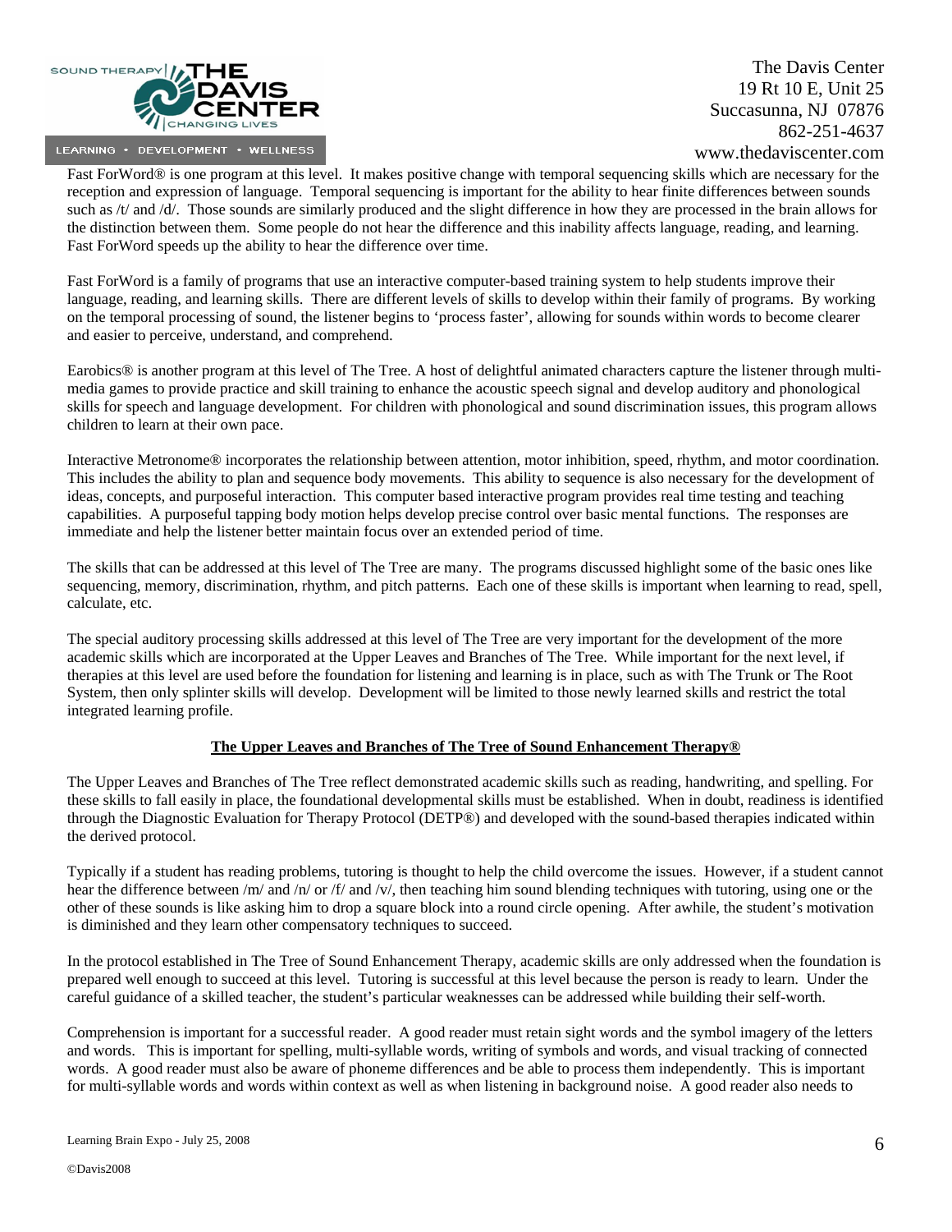Fast ForWord® is one program at this level. It makes positive change with temporal sequencing skills which are necessary for the reception and expression of language. Temporal sequencing is important for the ability to hear finite differences between sounds such as /t/ and /d/. Those sounds are similarly produced and the slight difference in how they are processed in the brain allows for the distinction between them. Some people do not hear the difference and this inability affects language, reading, and learning. Fast ForWord speeds up the ability to hear the difference over time.

Fast ForWord is a family of programs that use an interactive computer-based training system to help students improve their language, reading, and learning skills. There are different levels of skills to develop within their family of programs. By working on the temporal processing of sound, the listener begins to 'process faster', allowing for sounds within words to become clearer and easier to perceive, understand, and comprehend.

Earobics® is another program at this level of The Tree. A host of delightful animated characters capture the listener through multi-media games to provide practice and skill training to enhance the acoustic speech signal and develop auditory and phonological skills for speech and language development. For children with phonological and sound discrimination issues, this program allows children to learn at their own pace.

Interactive Metronome® incorporates the relationship between attention, motor inhibition, speed, rhythm, and motor coordination. This includes the ability to plan and sequence body movements. This ability to sequence is also necessary for the development of ideas, concepts, and purposeful interaction. This computer based interactive program provides real time testing and teaching capabilities. A purposeful tapping body motion helps develop precise control over basic mental functions. The responses are immediate and help the listener better maintain focus over an extended period of time.

The skills that can be addressed at this level of The Tree are many. The programs discussed highlight some of the basic ones like sequencing, memory, discrimination, rhythm, and pitch patterns. Each one of these skills is important when learning to read, spell, calculate, etc.

The special auditory processing skills addressed at this level of The Tree are very important for the development of the more academic skills which are incorporated at the Upper Leaves and Branches of The Tree. While important for the next level, if therapies at this level are used before the foundation for listening and learning is in place, such as with The Trunk or The Root System, then only splinter skills will develop. Development will be limited to those newly learned skills and restrict the total integrated learning profile.

## The Upper Leaves and Branches of The Tree of Sound Enhancement Therapy®

The Upper Leaves and Branches of The Tree reflect demonstrated academic skills such as reading, handwriting, and spelling. For these skills to fall easily in place, the foundational developmental skills must be established. When in doubt, readiness is identified through the Diagnostic Evaluation for Therapy Protocol (DETP®) and developed with the sound-based therapies indicated within the derived protocol.

Typically if a student has reading problems, tutoring is thought to help the child overcome the issues. However, if a student cannot hear the difference between /m/ and /n/ or /f/ and /v/, then teaching him sound blending techniques with tutoring, using one or the other of these sounds is like asking him to drop a square block into a round circle opening. After awhile, the student's motivation is diminished and they learn other compensatory techniques to succeed.

In the protocol established in The Tree of Sound Enhancement Therapy, academic skills are only addressed when the foundation is prepared well enough to succeed at this level. Tutoring is successful at this level because the person is ready to learn. Under the careful guidance of a skilled teacher, the student's particular weaknesses can be addressed while building their self-worth.

Comprehension is important for a successful reader. A good reader must retain sight words and the symbol imagery of the letters and words. This is important for spelling, multi-syllable words, writing of symbols and words, and visual tracking of connected words. A good reader must also be aware of phoneme differences and be able to process them independently. This is important for multi-syllable words and words within context as well as when listening in background noise. A good reader also needs to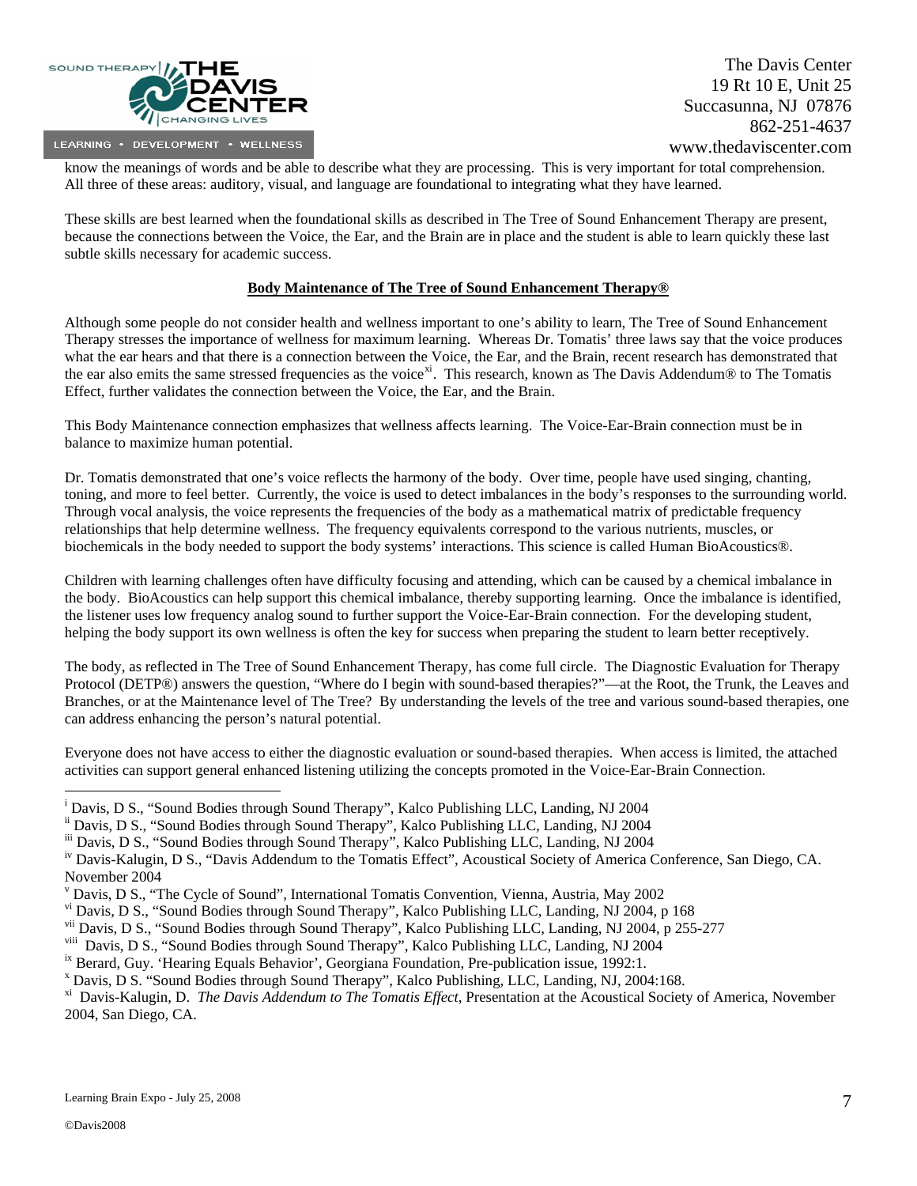know the meanings of words and be able to describe what they are processing. This is very important for total comprehension. All three of these areas: auditory, visual, and language are foundational to integrating what they have learned.

These skills are best learned when the foundational skills as described in The Tree of Sound Enhancement Therapy are present, because the connections between the Voice, the Ear, and the Brain are in place and the student is able to learn quickly these last subtle skills necessary for academic success.

**Body Maintenance of The Tree of Sound Enhancement Therapy®**

Although some people do not consider health and wellness important to one's ability to learn, The Tree of Sound Enhancement Therapy stresses the importance of wellness for maximum learning. Whereas Dr. Tomatis' three laws say that the voice produces what the ear hears and that there is a connection between the Voice, the Ear, and the Brain, recent research has demonstrated that the ear also emits the same stressed frequencies as the voice[xi]. This research, known as The Davis Addendum® to The Tomatis Effect, further validates the connection between the Voice, the Ear, and the Brain.

This Body Maintenance connection emphasizes that wellness affects learning. The Voice-Ear-Brain connection must be in balance to maximize human potential.

Dr. Tomatis demonstrated that one's voice reflects the harmony of the body. Over time, people have used singing, chanting, toning, and more to feel better. Currently, the voice is used to detect imbalances in the body's responses to the surrounding world. Through vocal analysis, the voice represents the frequencies of the body as a mathematical matrix of predictable frequency relationships that help determine wellness. The frequency equivalents correspond to the various nutrients, muscles, or biochemicals in the body needed to support the body systems' interactions. This science is called Human BioAcoustics®.

Children with learning challenges often have difficulty focusing and attending, which can be caused by a chemical imbalance in the body. BioAcoustics can help support this chemical imbalance, thereby supporting learning. Once the imbalance is identified, the listener uses low frequency analog sound to further support the Voice-Ear-Brain connection. For the developing student, helping the body support its own wellness is often the key for success when preparing the student to learn better receptively.

The body, as reflected in The Tree of Sound Enhancement Therapy, has come full circle. The Diagnostic Evaluation for Therapy Protocol (DETP®) answers the question, "Where do I begin with sound-based therapies?"—at the Root, the Trunk, the Leaves and Branches, or at the Maintenance level of The Tree? By understanding the levels of the tree and various sound-based therapies, one can address enhancing the person's natural potential.

Everyone does not have access to either the diagnostic evaluation or sound-based therapies. When access is limited, the attached activities can support general enhanced listening utilizing the concepts promoted in the Voice-Ear-Brain Connection.

---

[i] Davis, D S., "Sound Bodies through Sound Therapy", Kalco Publishing LLC, Landing, NJ 2004

[ii] Davis, D S., "Sound Bodies through Sound Therapy", Kalco Publishing LLC, Landing, NJ 2004

[iii] Davis, D S., "Sound Bodies through Sound Therapy", Kalco Publishing LLC, Landing, NJ 2004

[iv] Davis-Kalugin, D S., "Davis Addendum to the Tomatis Effect", Acoustical Society of America Conference, San Diego, CA. November 2004

[v] Davis, D S., "The Cycle of Sound", International Tomatis Convention, Vienna, Austria, May 2002

[vi] Davis, D S., "Sound Bodies through Sound Therapy", Kalco Publishing LLC, Landing, NJ 2004, p 168

[vii] Davis, D S., "Sound Bodies through Sound Therapy", Kalco Publishing LLC, Landing, NJ 2004, p 255-277

[viii] Davis, D S., "Sound Bodies through Sound Therapy", Kalco Publishing LLC, Landing, NJ 2004

[ix] Berard, Guy. 'Hearing Equals Behavior', Georgiana Foundation, Pre-publication issue, 1992:1.

[x] Davis, D S. "Sound Bodies through Sound Therapy", Kalco Publishing, LLC, Landing, NJ, 2004:168.

[xi] Davis-Kalugin, D. *The Davis Addendum to The Tomatis Effect*, Presentation at the Acoustical Society of America, November 2004, San Diego, CA.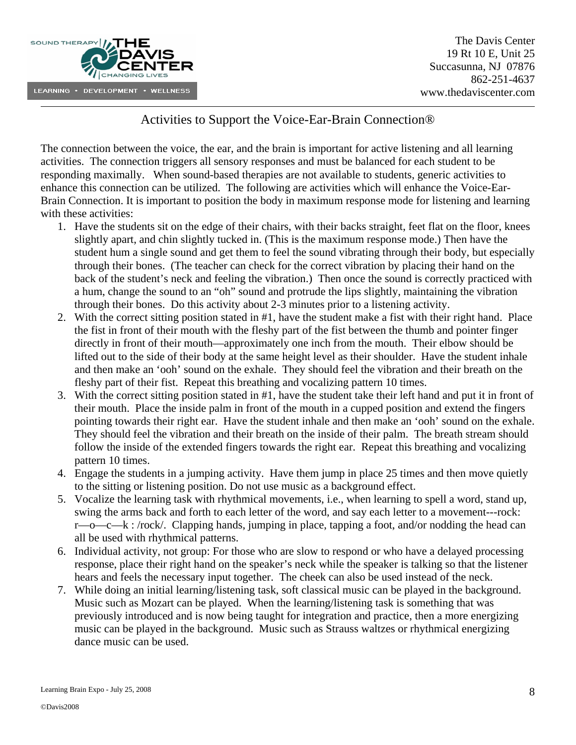The Davis Center
19 Rt 10 E, Unit 25
Succasunna, NJ 07876
862-251-4637
www.thedaviscenter.com

## Activities to Support the Voice-Ear-Brain Connection®

The connection between the voice, the ear, and the brain is important for active listening and all learning activities. The connection triggers all sensory responses and must be balanced for each student to be responding maximally. When sound-based therapies are not available to students, generic activities to enhance this connection can be utilized. The following are activities which will enhance the Voice-Ear-Brain Connection. It is important to position the body in maximum response mode for listening and learning with these activities:

1. Have the students sit on the edge of their chairs, with their backs straight, feet flat on the floor, knees slightly apart, and chin slightly tucked in. (This is the maximum response mode.) Then have the student hum a single sound and get them to feel the sound vibrating through their body, but especially through their bones. (The teacher can check for the correct vibration by placing their hand on the back of the student's neck and feeling the vibration.) Then once the sound is correctly practiced with a hum, change the sound to an "oh" sound and protrude the lips slightly, maintaining the vibration through their bones. Do this activity about 2-3 minutes prior to a listening activity.
2. With the correct sitting position stated in #1, have the student make a fist with their right hand. Place the fist in front of their mouth with the fleshy part of the fist between the thumb and pointer finger directly in front of their mouth—approximately one inch from the mouth. Their elbow should be lifted out to the side of their body at the same height level as their shoulder. Have the student inhale and then make an 'ooh' sound on the exhale. They should feel the vibration and their breath on the fleshy part of their fist. Repeat this breathing and vocalizing pattern 10 times.
3. With the correct sitting position stated in #1, have the student take their left hand and put it in front of their mouth. Place the inside palm in front of the mouth in a cupped position and extend the fingers pointing towards their right ear. Have the student inhale and then make an 'ooh' sound on the exhale. They should feel the vibration and their breath on the inside of their palm. The breath stream should follow the inside of the extended fingers towards the right ear. Repeat this breathing and vocalizing pattern 10 times.
4. Engage the students in a jumping activity. Have them jump in place 25 times and then move quietly to the sitting or listening position. Do not use music as a background effect.
5. Vocalize the learning task with rhythmical movements, i.e., when learning to spell a word, stand up, swing the arms back and forth to each letter of the word, and say each letter to a movement---rock: r—o—c—k : /rock/. Clapping hands, jumping in place, tapping a foot, and/or nodding the head can all be used with rhythmical patterns.
6. Individual activity, not group: For those who are slow to respond or who have a delayed processing response, place their right hand on the speaker's neck while the speaker is talking so that the listener hears and feels the necessary input together. The cheek can also be used instead of the neck.
7. While doing an initial learning/listening task, soft classical music can be played in the background. Music such as Mozart can be played. When the learning/listening task is something that was previously introduced and is now being taught for integration and practice, then a more energizing music can be played in the background. Music such as Strauss waltzes or rhythmical energizing dance music can be used.

Learning Brain Expo - July 25, 2008

©Davis2008